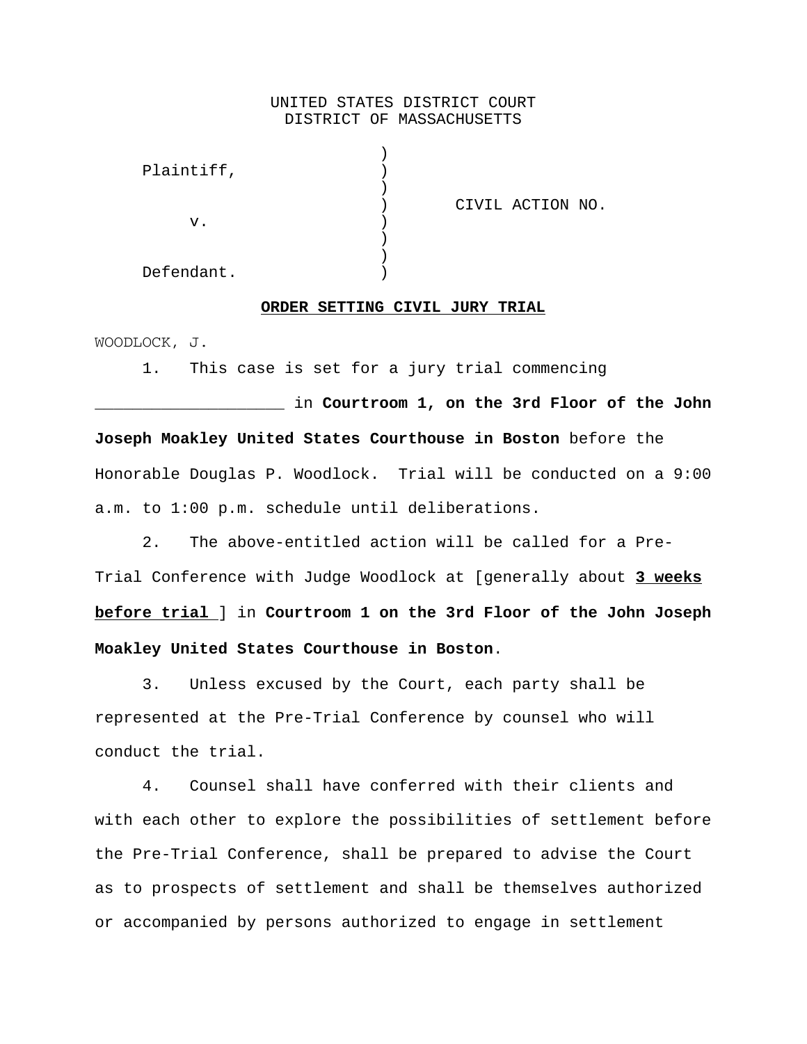UNITED STATES DISTRICT COURT
DISTRICT OF MASSACHUSETTS

```
                          )
     Plaintiff,           )
                          )
                          )      CIVIL ACTION NO.
          v.              )
                          )
                          )
     Defendant.           )
```

**ORDER SETTING CIVIL JURY TRIAL**

WOODLOCK, J.

1. This case is set for a jury trial commencing ____________________ in **Courtroom 1, on the 3rd Floor of the John Joseph Moakley United States Courthouse in Boston** before the Honorable Douglas P. Woodlock. Trial will be conducted on a 9:00 a.m. to 1:00 p.m. schedule until deliberations.

2. The above-entitled action will be called for a Pre-Trial Conference with Judge Woodlock at [generally about **3 weeks before trial** ] in **Courtroom 1 on the 3rd Floor of the John Joseph Moakley United States Courthouse in Boston**.

3. Unless excused by the Court, each party shall be represented at the Pre-Trial Conference by counsel who will conduct the trial.

4. Counsel shall have conferred with their clients and with each other to explore the possibilities of settlement before the Pre-Trial Conference, shall be prepared to advise the Court as to prospects of settlement and shall be themselves authorized or accompanied by persons authorized to engage in settlement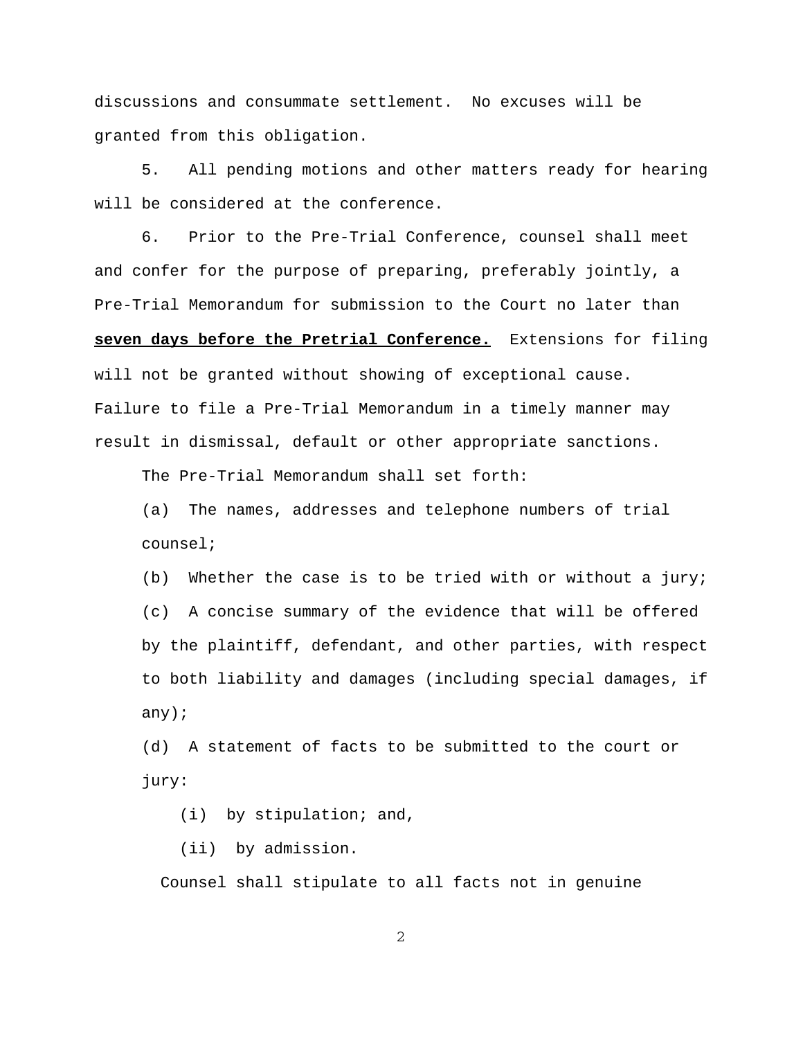discussions and consummate settlement. No excuses will be granted from this obligation.

5. All pending motions and other matters ready for hearing will be considered at the conference.

6. Prior to the Pre-Trial Conference, counsel shall meet and confer for the purpose of preparing, preferably jointly, a Pre-Trial Memorandum for submission to the Court no later than **seven days before the Pretrial Conference.** Extensions for filing will not be granted without showing of exceptional cause. Failure to file a Pre-Trial Memorandum in a timely manner may result in dismissal, default or other appropriate sanctions.

The Pre-Trial Memorandum shall set forth:

(a) The names, addresses and telephone numbers of trial counsel;

(b) Whether the case is to be tried with or without a jury;

(c) A concise summary of the evidence that will be offered by the plaintiff, defendant, and other parties, with respect to both liability and damages (including special damages, if any);

(d) A statement of facts to be submitted to the court or jury:

(i) by stipulation; and,

(ii) by admission.

Counsel shall stipulate to all facts not in genuine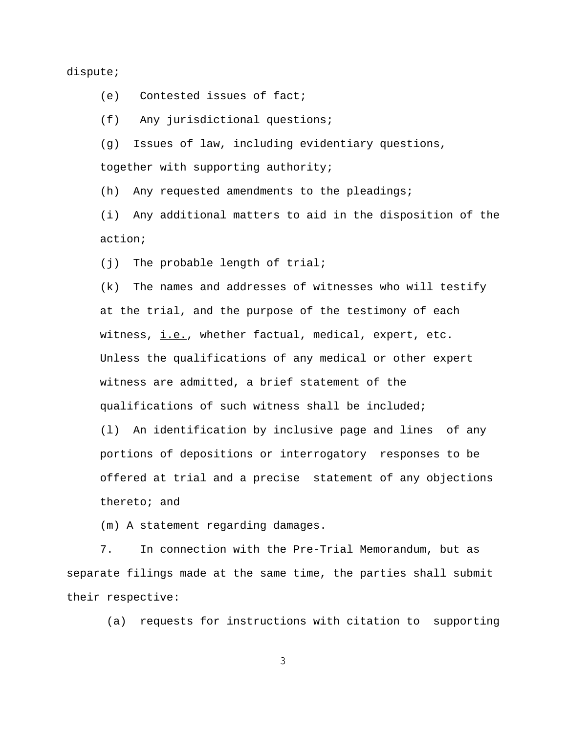dispute;

(e) Contested issues of fact;

(f) Any jurisdictional questions;

(g) Issues of law, including evidentiary questions, together with supporting authority;

(h) Any requested amendments to the pleadings;

(i) Any additional matters to aid in the disposition of the action;

(j) The probable length of trial;

(k) The names and addresses of witnesses who will testify at the trial, and the purpose of the testimony of each witness, i.e., whether factual, medical, expert, etc. Unless the qualifications of any medical or other expert witness are admitted, a brief statement of the qualifications of such witness shall be included;

(l) An identification by inclusive page and lines of any portions of depositions or interrogatory responses to be offered at trial and a precise statement of any objections thereto; and

(m) A statement regarding damages.

7. In connection with the Pre-Trial Memorandum, but as separate filings made at the same time, the parties shall submit their respective:

(a) requests for instructions with citation to supporting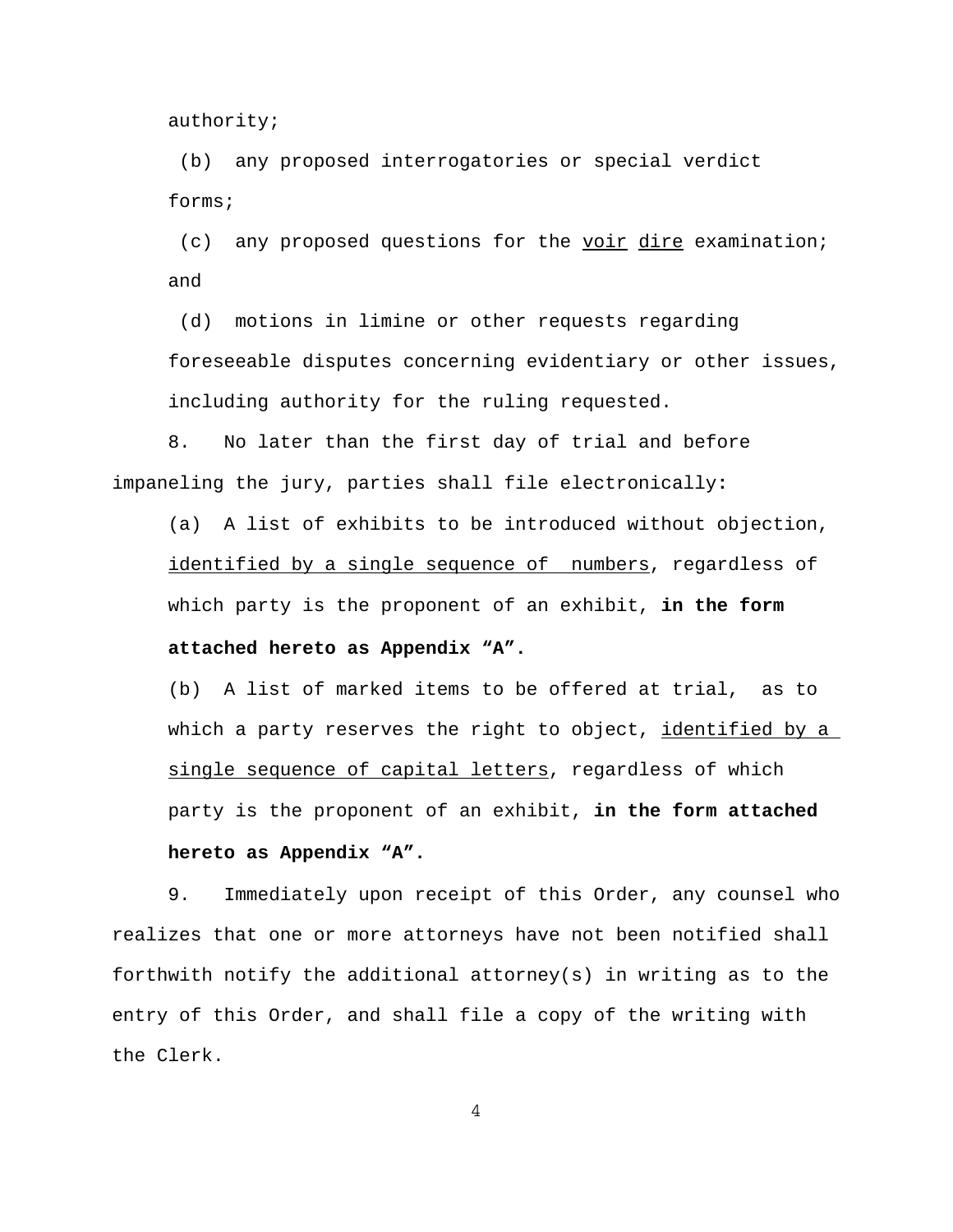authority;

(b) any proposed interrogatories or special verdict forms;

(c) any proposed questions for the <u>voir</u> <u>dire</u> examination; and

(d) motions in limine or other requests regarding foreseeable disputes concerning evidentiary or other issues, including authority for the ruling requested.

8. No later than the first day of trial and before impaneling the jury, parties shall file electronically:

(a) A list of exhibits to be introduced without objection, <u>identified by a single sequence of numbers</u>, regardless of which party is the proponent of an exhibit, **in the form attached hereto as Appendix "A".**

(b) A list of marked items to be offered at trial, as to which a party reserves the right to object, <u>identified by a single sequence of capital letters</u>, regardless of which party is the proponent of an exhibit, **in the form attached hereto as Appendix "A".**

9. Immediately upon receipt of this Order, any counsel who realizes that one or more attorneys have not been notified shall forthwith notify the additional attorney(s) in writing as to the entry of this Order, and shall file a copy of the writing with the Clerk.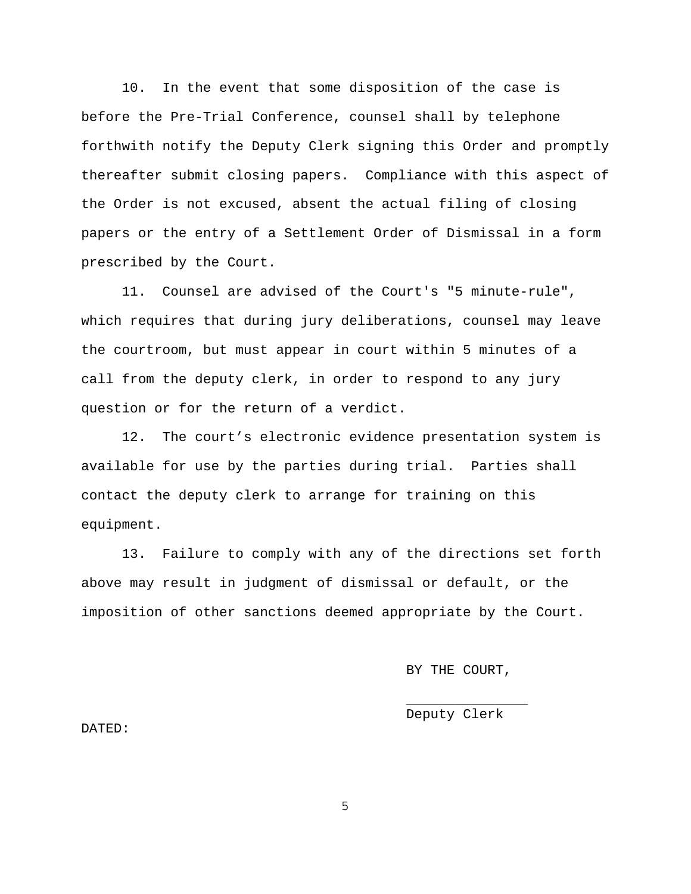10. In the event that some disposition of the case is before the Pre-Trial Conference, counsel shall by telephone forthwith notify the Deputy Clerk signing this Order and promptly thereafter submit closing papers. Compliance with this aspect of the Order is not excused, absent the actual filing of closing papers or the entry of a Settlement Order of Dismissal in a form prescribed by the Court.

11. Counsel are advised of the Court's "5 minute-rule", which requires that during jury deliberations, counsel may leave the courtroom, but must appear in court within 5 minutes of a call from the deputy clerk, in order to respond to any jury question or for the return of a verdict.

12. The court's electronic evidence presentation system is available for use by the parties during trial. Parties shall contact the deputy clerk to arrange for training on this equipment.

13. Failure to comply with any of the directions set forth above may result in judgment of dismissal or default, or the imposition of other sanctions deemed appropriate by the Court.

BY THE COURT,

_______________
Deputy Clerk

DATED: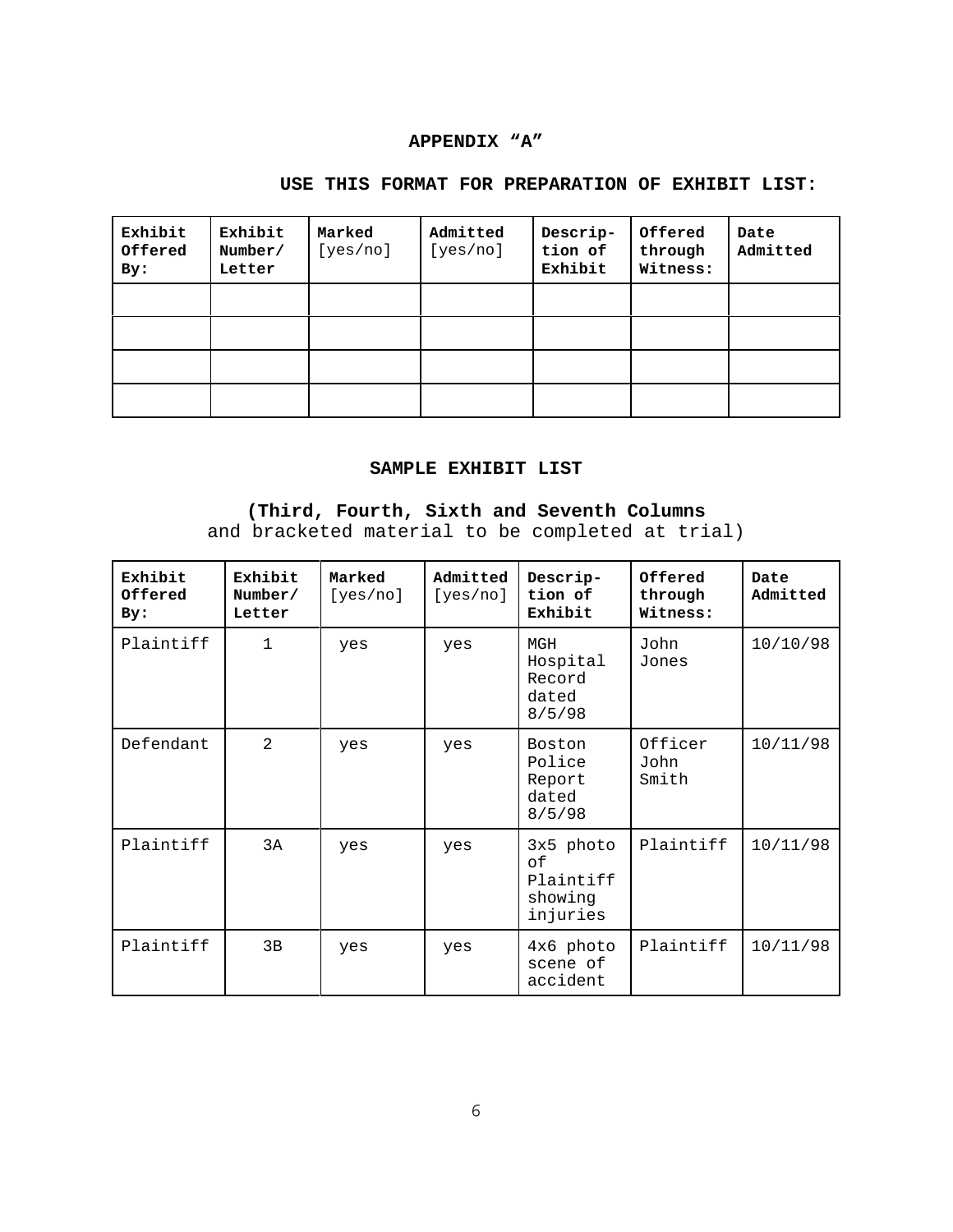## APPENDIX "A"

### USE THIS FORMAT FOR PREPARATION OF EXHIBIT LIST:

| **Exhibit Offered By:** | **Exhibit Number/ Letter** | **Marked** [yes/no] | **Admitted** [yes/no] | **Descrip-tion of Exhibit** | **Offered through Witness:** | **Date Admitted** |
|---|---|---|---|---|---|---|
| | | | | | | |
| | | | | | | |
| | | | | | | |
| | | | | | | |

### SAMPLE EXHIBIT LIST

**(Third, Fourth, Sixth and Seventh Columns** and bracketed material to be completed at trial)

| **Exhibit Offered By:** | **Exhibit Number/ Letter** | **Marked** [yes/no] | **Admitted** [yes/no] | **Descrip-tion of Exhibit** | **Offered through Witness:** | **Date Admitted** |
|---|---|---|---|---|---|---|
| Plaintiff | 1 | yes | yes | MGH Hospital Record dated 8/5/98 | John Jones | 10/10/98 |
| Defendant | 2 | yes | yes | Boston Police Report dated 8/5/98 | Officer John Smith | 10/11/98 |
| Plaintiff | 3A | yes | yes | 3x5 photo of Plaintiff showing injuries | Plaintiff | 10/11/98 |
| Plaintiff | 3B | yes | yes | 4x6 photo scene of accident | Plaintiff | 10/11/98 |